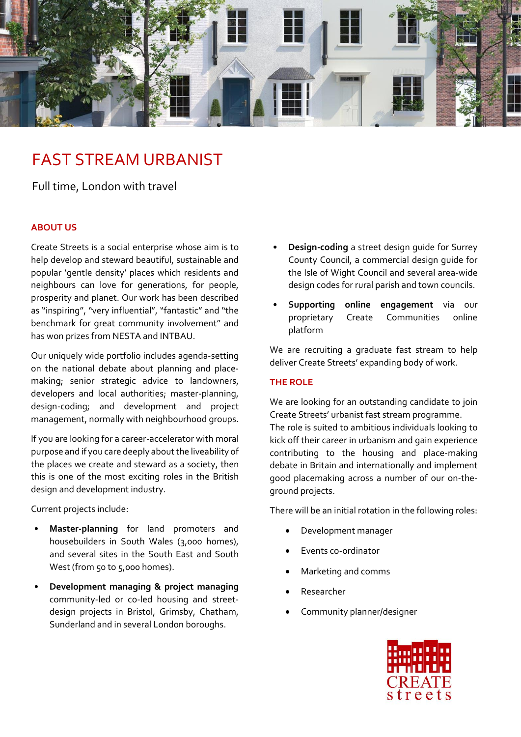# FAST STREAM URBANIST

Full time, London with travel

## ABOUT US

Create Streets is a social enterprise whose aim is to help develop and steward beautiful, sustainable and popular 'gentle density' places which residents and neighbours can love for generations, for people, prosperity and planet. Our work has been described as "inspiring", "very influential", "fantastic" and "the benchmark for great community involvement" and has won prizes from NESTA and INTBAU.

Our uniquely wide portfolio includes agenda-setting on the national debate about planning and place-making; senior strategic advice to landowners, developers and local authorities; master-planning, design-coding; and development and project management, normally with neighbourhood groups.

If you are looking for a career-accelerator with moral purpose and if you care deeply about the liveability of the places we create and steward as a society, then this is one of the most exciting roles in the British design and development industry.

Current projects include:

- **Master-planning** for land promoters and housebuilders in South Wales (3,000 homes), and several sites in the South East and South West (from 50 to 5,000 homes).
- **Development managing & project managing** community-led or co-led housing and street-design projects in Bristol, Grimsby, Chatham, Sunderland and in several London boroughs.
- **Design-coding** a street design guide for Surrey County Council, a commercial design guide for the Isle of Wight Council and several area-wide design codes for rural parish and town councils.
- **Supporting online engagement** via our proprietary Create Communities online platform

We are recruiting a graduate fast stream to help deliver Create Streets' expanding body of work.

## THE ROLE

We are looking for an outstanding candidate to join Create Streets' urbanist fast stream programme. The role is suited to ambitious individuals looking to kick off their career in urbanism and gain experience contributing to the housing and place-making debate in Britain and internationally and implement good placemaking across a number of our on-the-ground projects.

There will be an initial rotation in the following roles:

- Development manager
- Events co-ordinator
- Marketing and comms
- Researcher
- Community planner/designer

CREATE streets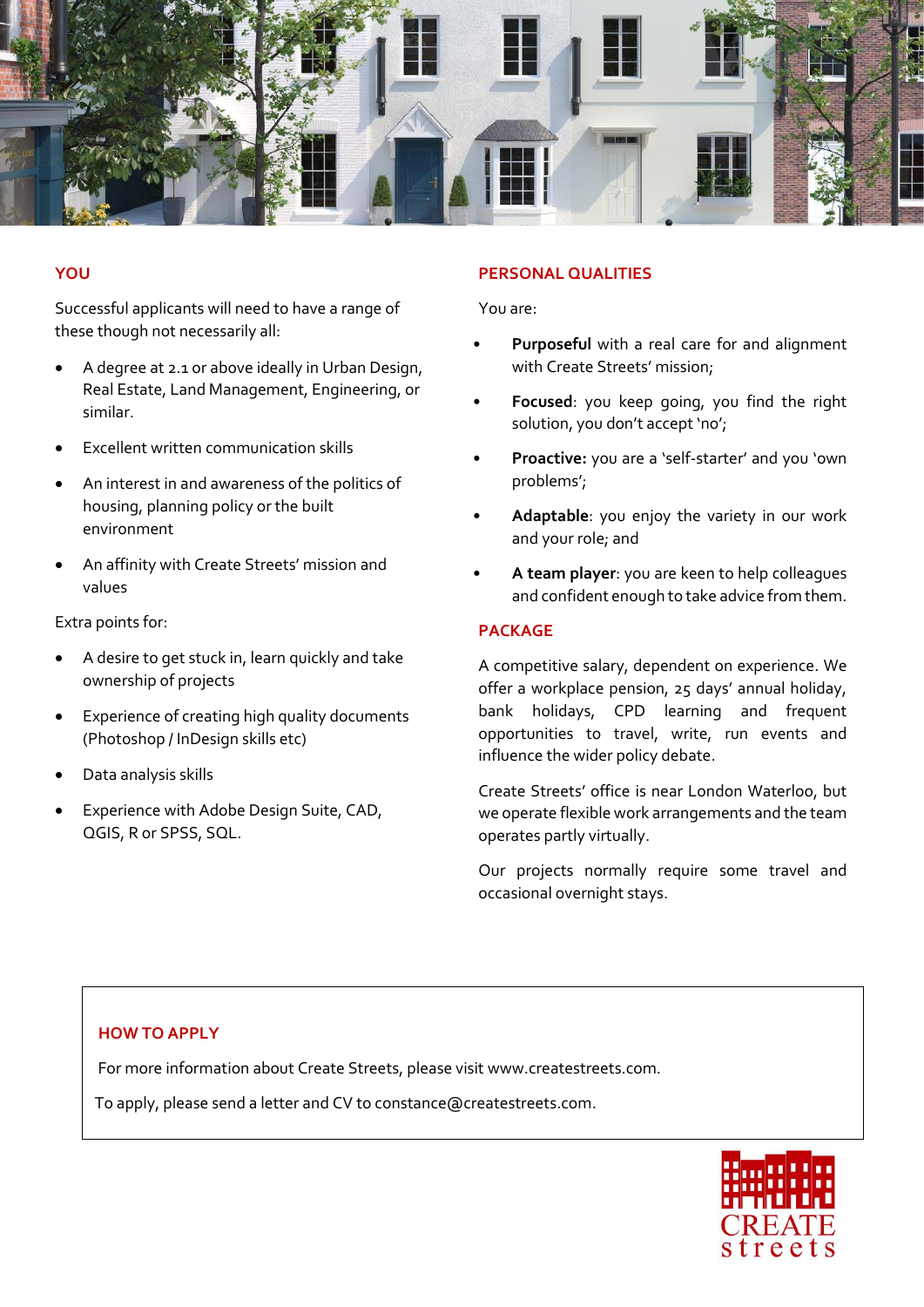## YOU

Successful applicants will need to have a range of these though not necessarily all:

- A degree at 2.1 or above ideally in Urban Design, Real Estate, Land Management, Engineering, or similar.
- Excellent written communication skills
- An interest in and awareness of the politics of housing, planning policy or the built environment
- An affinity with Create Streets' mission and values

Extra points for:

- A desire to get stuck in, learn quickly and take ownership of projects
- Experience of creating high quality documents (Photoshop / InDesign skills etc)
- Data analysis skills
- Experience with Adobe Design Suite, CAD, QGIS, R or SPSS, SQL.

## PERSONAL QUALITIES

You are:

- **Purposeful** with a real care for and alignment with Create Streets' mission;
- **Focused**: you keep going, you find the right solution, you don't accept 'no';
- **Proactive:** you are a 'self-starter' and you 'own problems';
- **Adaptable**: you enjoy the variety in our work and your role; and
- **A team player**: you are keen to help colleagues and confident enough to take advice from them.

## PACKAGE

A competitive salary, dependent on experience. We offer a workplace pension, 25 days' annual holiday, bank holidays, CPD learning and frequent opportunities to travel, write, run events and influence the wider policy debate.

Create Streets' office is near London Waterloo, but we operate flexible work arrangements and the team operates partly virtually.

Our projects normally require some travel and occasional overnight stays.

## HOW TO APPLY

For more information about Create Streets, please visit www.createstreets.com.

To apply, please send a letter and CV to constance@createstreets.com.

CREATE streets